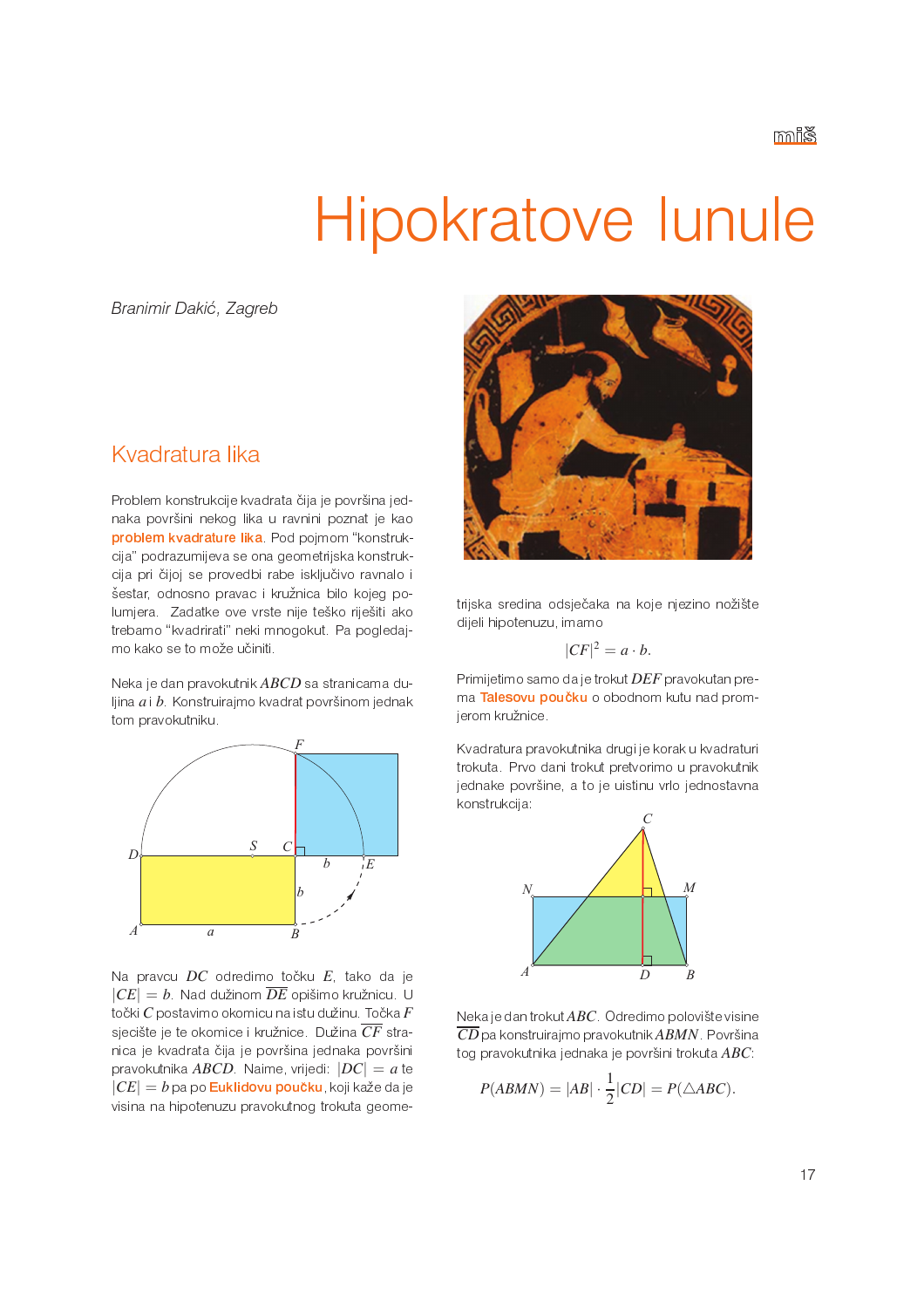# Hipokratove lunule

*Branimir Dakić, Zagreb*

## Kvadratura lika

Problem konstrukcije kvadrata čija je površina jednaka površini nekog lika u ravnini poznat je kao **problem kvadrature lika**. Pod pojmom "konstrukcija" podrazumijeva se ona geometrijska konstrukcija pri čijoj se provedbi rabe isključivo ravnalo i šestar, odnosno pravac i kružnica bilo kojeg polumjera. Zadatke ove vrste nije teško riješiti ako trebamo "kvadrirati" neki mnogokut. Pa pogledajmo kako se to može učiniti.

Neka je dan pravokutnik $ABCD$ sa stranicama duljina $a$ i $b$. Konstruirajmo kvadrat površinom jednak tom pravokutniku.

Na pravcu $DC$ odredimo točku $E$, tako da je $|CE| = b$. Nad dužinom $\overline{DE}$ opišimo kružnicu. U točki $C$ postavimo okomicu na istu dužinu. Točka $F$ sjecište je te okomice i kružnice. Dužina $\overline{CF}$ stranica je kvadrata čija je površina jednaka površini pravokutnika $ABCD$. Naime, vrijedi: $|DC| = a$ te $|CE| = b$ pa po **Euklidovu poučku**, koji kaže da je visina na hipotenuzu pravokutnog trokuta geometrijska sredina odsječaka na koje njezino nožište dijeli hipotenuzu, imamo

$$|CF|^2 = a \cdot b.$$

Primijetimo samo da je trokut $DEF$ pravokutan prema **Talesovu poučku** o obodnom kutu nad promjerom kružnice.

Kvadratura pravokutnika drugi je korak u kvadraturi trokuta. Prvo dani trokut pretvorimo u pravokutnik jednake površine, a to je uistinu vrlo jednostavna konstrukcija:

Neka je dan trokut $ABC$. Odredimo polovište visine $\overline{CD}$ pa konstruirajmo pravokutnik $ABMN$. Površina tog pravokutnika jednaka je površini trokuta $ABC$:

$$P(ABMN) = |AB| \cdot \frac{1}{2}|CD| = P(\triangle ABC).$$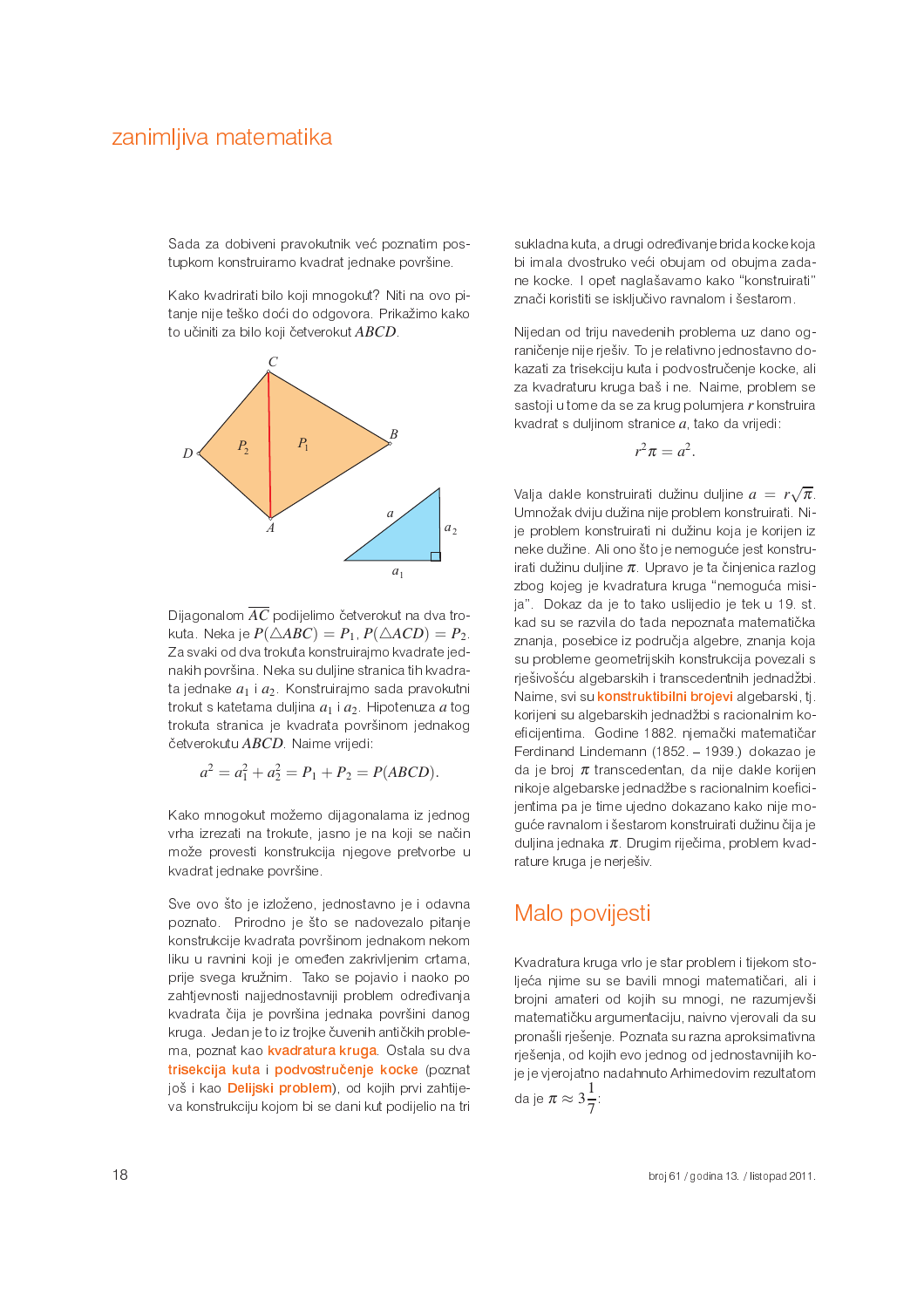Sada za dobiveni pravokutnik već poznatim postupkom konstruiramo kvadrat jednake površine.

Kako kvadrirati bilo koji mnogokut? Niti na ovo pitanje nije teško doći do odgovora. Prikažimo kako to učiniti za bilo koji četverokut $ABCD$.

Dijagonalom $\overline{AC}$ podijelimo četverokut na dva trokuta. Neka je $P(\triangle ABC) = P_1$, $P(\triangle ACD) = P_2$. Za svaki od dva trokuta konstruirajmo kvadrate jednakih površina. Neka su duljine stranica tih kvadrata jednake $a_1$ i $a_2$. Konstruirajmo sada pravokutni trokut s katetama duljina $a_1$ i $a_2$. Hipotenuza $a$ tog trokuta stranica je kvadrata površinom jednakog četverokutu $ABCD$. Naime vrijedi:

$$a^2 = a_1^2 + a_2^2 = P_1 + P_2 = P(ABCD).$$

Kako mnogokut možemo dijagonalama iz jednog vrha izrezati na trokute, jasno je na koji se način može provesti konstrukcija njegove pretvorbe u kvadrat jednake površine.

Sve ovo što je izloženo, jednostavno je i odavna poznato. Prirodno je što se nadovezalo pitanje konstrukcije kvadrata površinom jednakom nekom liku u ravnini koji je omeđen zakrivljenim crtama, prije svega kružnim. Tako se pojavio i naoko po zahtjevnosti najjednostavniji problem određivanja kvadrata čija je površina jednaka površini danog kruga. Jedan je to iz trojke čuvenih antičkih problema, poznat kao **kvadratura kruga**. Ostala su dva **trisekcija kuta** i **podvostručenje kocke** (poznat još i kao **Delijski problem**), od kojih prvi zahtijeva konstrukciju kojom bi se dani kut podijelio na tri sukladna kuta, a drugi određivanje brida kocke koja bi imala dvostruko veći obujam od obujma zadane kocke. I opet naglašavamo kako "konstruirati" znači koristiti se isključivo ravnalom i šestarom.

Nijedan od triju navedenih problema uz dano ograničenje nije rješiv. To je relativno jednostavno dokazati za trisekciju kuta i podvostručenje kocke, ali za kvadraturu kruga baš i ne. Naime, problem se sastoji u tome da se za krug polumjera $r$ konstruira kvadrat s duljinom stranice $a$, tako da vrijedi:

$$r^2\pi = a^2.$$

Valja dakle konstruirati dužinu duljine $a = r\sqrt{\pi}$. Umnožak dviju dužina nije problem konstruirati. Nije problem konstruirati ni dužinu koja je korijen iz neke dužine. Ali ono što je nemoguće jest konstruirati dužinu duljine $\pi$. Upravo je ta činjenica razlog zbog kojeg je kvadratura kruga "nemoguća misija". Dokaz da je to tako uslijedio je tek u 19. st. kad su se razvila do tada nepoznata matematička znanja, posebice iz područja algebre, znanja koja su probleme geometrijskih konstrukcija povezali s rješivošću algebarskih i transcedentnih jednadžbi. Naime, svi su **konstruktibilni brojevi** algebarski, tj. korijeni su algebarskih jednadžbi s racionalnim koeficijentima. Godine 1882. njemački matematičar Ferdinand Lindemann (1852. – 1939.) dokazao je da je broj $\pi$ transcedentan, da nije dakle korijen nikoje algebarske jednadžbe s racionalnim koeficijentima pa je time ujedno dokazano kako nije moguće ravnalom i šestarom konstruirati dužinu čija je duljina jednaka $\pi$. Drugim riječima, problem kvadrature kruga je nerješiv.

## Malo povijesti

Kvadratura kruga vrlo je star problem i tijekom stoljeća njime su se bavili mnogi matematičari, ali i brojni amateri od kojih su mnogi, ne razumjevši matematičku argumentaciju, naivno vjerovali da su pronašli rješenje. Poznata su razna aproksimativna rješenja, od kojih evo jednog od jednostavnijih koje je vjerojatno nadahnuto Arhimedovim rezultatom da je $\pi \approx 3\frac{1}{7}$: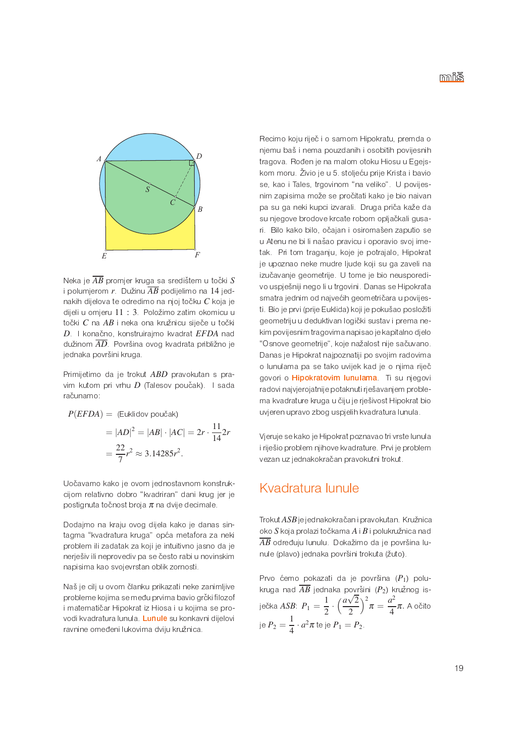Neka je $\overline{AB}$ promjer kruga sa središtem u točki $S$ i polumjerom $r$. Dužinu $\overline{AB}$ podijelimo na $14$ jednakih dijelova te odredimo na njoj točku $C$ koja je dijeli u omjeru $11 : 3$. Položimo zatim okomicu u točki $C$ na $AB$ i neka ona kružnicu siječe u točki $D$. I konačno, konstruirajmo kvadrat $EFDA$ nad dužinom $\overline{AD}$. Površina ovog kvadrata približno je jednaka površini kruga.

Primijetimo da je trokut $ABD$ pravokutan s pravim kutom pri vrhu $D$ (Talesov poučak). I sada računamo:

$$P(EFDA) = \text{(Euklidov poučak)}$$
$$= |AD|^2 = |AB| \cdot |AC| = 2r \cdot \frac{11}{14} 2r$$
$$= \frac{22}{7} r^2 \approx 3.14285 r^2.$$

Uočavamo kako je ovom jednostavnom konstrukcijom relativno dobro "kvadriran" dani krug jer je postignuta točnost broja $\pi$ na dvije decimale.

Dodajmo na kraju ovog dijela kako je danas sintagma "kvadratura kruga" opća metafora za neki problem ili zadatak za koji je intuitivno jasno da je nerješiv ili neprovediv pa se često rabi u novinskim napisima kao svojevrstan oblik zornosti.

Naš je cilj u ovom članku prikazati neke zanimljive probleme kojima se među prvima bavio grčki filozof i matematičar Hipokrat iz Hiosa i u kojima se provodi kvadratura lunula. **Lunule** su konkavni dijelovi ravnine omeđeni lukovima dviju kružnica.

Recimo koju riječ i o samom Hipokratu, premda o njemu baš i nema pouzdanih i osobitih povijesnih tragova. Rođen je na malom otoku Hiosu u Egejskom moru. Živio je u 5. stoljeću prije Krista i bavio se, kao i Tales, trgovinom "na veliko". U povijesnim zapisima može se pročitati kako je bio naivan pa su ga neki kupci izvarali. Druga priča kaže da su njegove brodove krcate robom opljačkali gusari. Bilo kako bilo, očajan i osiromašen zaputio se u Atenu ne bi li našao pravicu i oporavio svoj imetak. Pri tom traganju, koje je potrajalo, Hipokrat je upoznao neke mudre ljude koji su ga zaveli na izučavanje geometrije. U tome je bio neusporedivo uspješniji nego li u trgovini. Danas se Hipokrata smatra jednim od najvećih geometričara u povijesti. Bio je prvi (prije Euklida) koji je pokušao posložiti geometriju u deduktivan logički sustav i prema nekim povijesnim tragovima napisao je kapitalno djelo "Osnove geometrije", koje nažalost nije sačuvano. Danas je Hipokrat najpoznatiji po svojim radovima o lunulama pa se tako uvijek kad je o njima riječ govori o **Hipokratovim lunulama**. Ti su njegovi radovi najvjerojatnije potaknuti rješavanjem problema kvadrature kruga u čiju je rješivost Hipokrat bio uvjeren upravo zbog uspjelih kvadratura lunula.

Vjeruje se kako je Hipokrat poznavao tri vrste lunula i riješio problem njihove kvadrature. Prvi je problem vezan uz jednakokračan pravokutni trokut.

## Kvadratura lunule

Trokut $ASB$ je jednakokračan i pravokutan. Kružnica oko $S$ koja prolazi točkama $A$ i $B$ i polukružnica nad $\overline{AB}$ određuju lunulu. Dokažimo da je površina lunule (plavo) jednaka površini trokuta (žuto).

Prvo ćemo pokazati da je površina ($P_1$) polukruga nad $\overline{AB}$ jednaka površini ($P_2$) kružnog isječka $ASB$: $P_1 = \frac{1}{2} \cdot \left(\frac{a\sqrt{2}}{2}\right)^2 \pi = \frac{a^2}{4}\pi$. A očito je $P_2 = \frac{1}{4} \cdot a^2 \pi$ te je $P_1 = P_2$.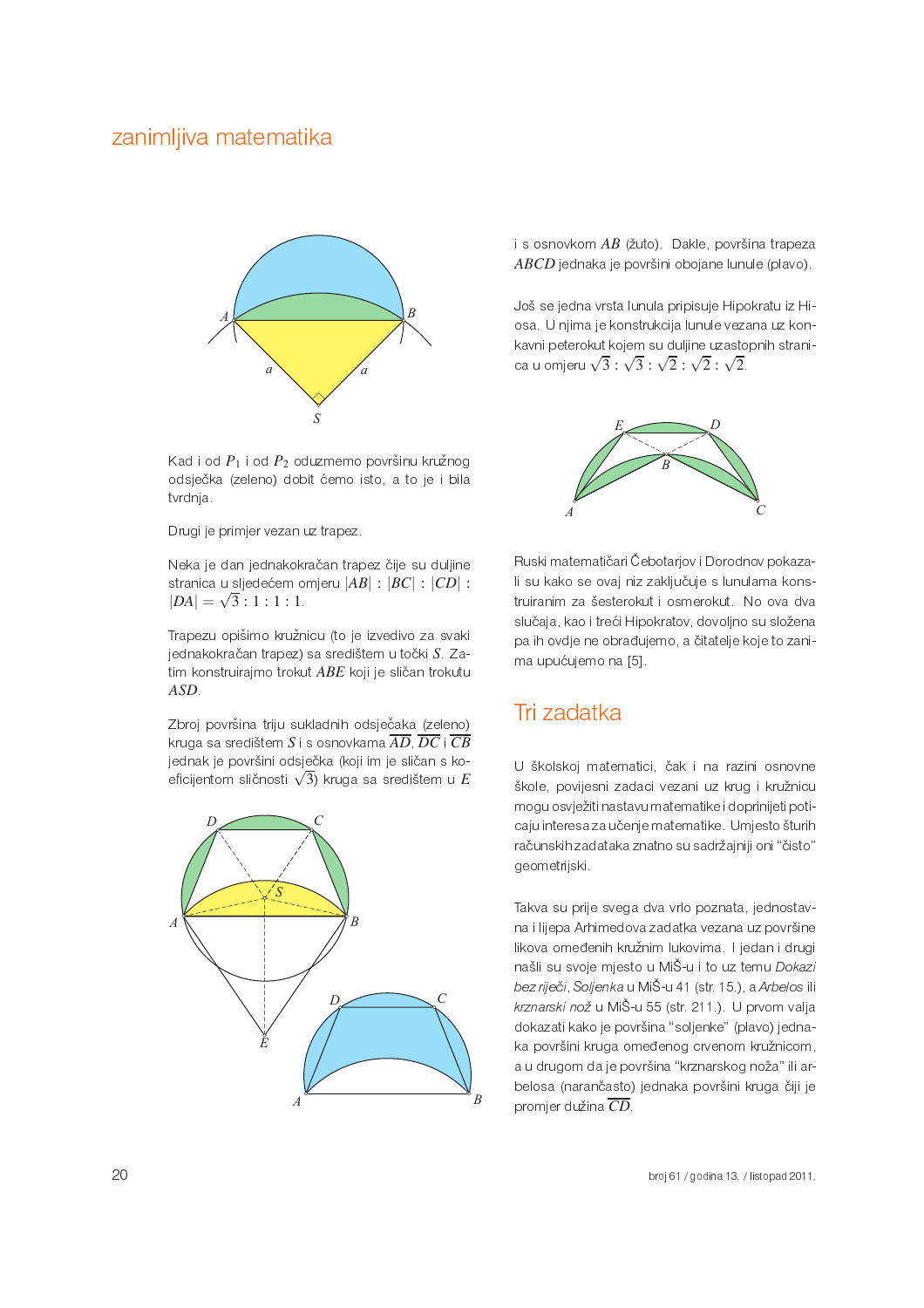Kad i od $P_1$ i od $P_2$ oduzmemo površinu kružnog odsječka (zeleno) dobit ćemo isto, a to je i bila tvrdnja.

Drugi je primjer vezan uz trapez.

Neka je dan jednakokračan trapez čije su duljine stranica u sljedećem omjeru $|AB| : |BC| : |CD| : |DA| = \sqrt{3} : 1 : 1 : 1$.

Trapezu opišimo kružnicu (to je izvedivo za svaki jednakokračan trapez) sa središtem u točki $S$. Zatim konstruirajmo trokut $ABE$ koji je sličan trokutu $ASD$.

Zbroj površina triju sukladnih odsječaka (zeleno) kruga sa središtem $S$ i s osnovkama $\overline{AD}$, $\overline{DC}$ i $\overline{CB}$ jednak je površini odsječka (koji im je sličan s koeficijentom sličnosti $\sqrt{3}$) kruga sa središtem u $E$ i s osnovkom $AB$ (žuto). Dakle, površina trapeza $ABCD$ jednaka je površini obojane lunule (plavo).

Još se jedna vrsta lunula pripisuje Hipokratu iz Hiosa. U njima je konstrukcija lunule vezana uz konkavni peterokut kojem su duljine uzastopnih stranica u omjeru $\sqrt{3} : \sqrt{3} : \sqrt{2} : \sqrt{2} : \sqrt{2}$.

Ruski matematičari Čebotarjov i Dorodnov pokazali su kako se ovaj niz zaključuje s lunulama konstruiranim za šesterokut i osmerokut. No ova dva slučaja, kao i treći Hipokratov, dovoljno su složena pa ih ovdje ne obrađujemo, a čitatelje koje to zanima upućujemo na [5].

## Tri zadatka

U školskoj matematici, čak i na razini osnovne škole, povijesni zadaci vezani uz krug i kružnicu mogu osvježiti nastavu matematike i doprinijeti poticaju interesa za učenje matematike. Umjesto šturih računskih zadataka znatno su sadržajniji oni "čisto" geometrijski.

Takva su prije svega dva vrlo poznata, jednostavna i lijepa Arhimedova zadatka vezana uz površine likova omeđenih kružnim lukovima. I jedan i drugi našli su svoje mjesto u MiŠ-u i to uz temu *Dokazi bez riječi*, *Soljenka* u MiŠ-u 41 (str. 15.), a *Arbelos* ili *krznarski nož* u MiŠ-u 55 (str. 211.). U prvom valja dokazati kako je površina "soljenke" (plavo) jednaka površini kruga omeđenog crvenom kružnicom, a u drugom da je površina "krznarskog noža" ili arbelosa (narančasto) jednaka površini kruga čiji je promjer dužina $\overline{CD}$.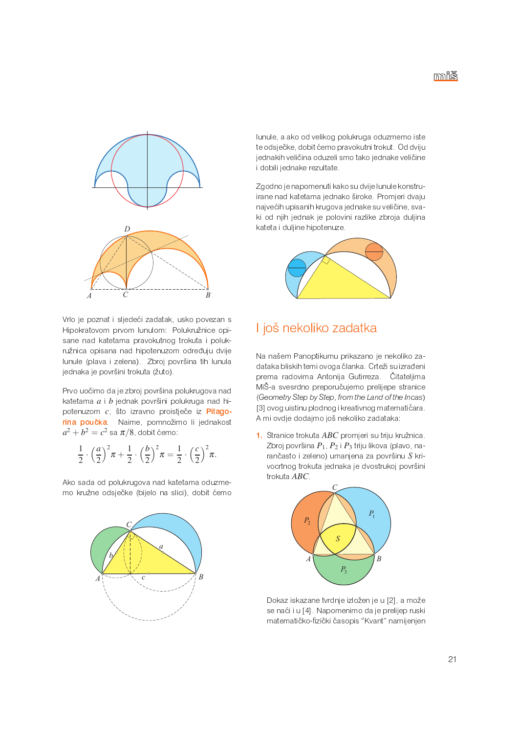Vrlo je poznat i sljedeći zadatak, usko povezan s Hipokratovom prvom lunulom: Polukružnice opisane nad katetama pravokutnog trokuta i polukružnica opisana nad hipotenuzom određuju dvije lunule (plava i zelena). Zbroj površina tih lunula jednaka je površini trokuta (žuto).

Prvo uočimo da je zbroj površina polukrugova nad katetama $a$ i $b$ jednak površini polukruga nad hipotenuzom $c$, što izravno proistječe iz Pitagorina poučka. Naime, pomnožimo li jednakost $a^2 + b^2 = c^2$ sa $\pi/8$, dobit ćemo:

$$\frac{1}{2} \cdot \left(\frac{a}{2}\right)^2 \pi + \frac{1}{2} \cdot \left(\frac{b}{2}\right)^2 \pi = \frac{1}{2} \cdot \left(\frac{c}{2}\right)^2 \pi.$$

Ako sada od polukrugova nad katetama oduzmemo kružne odsječke (bijelo na slici), dobit ćemo lunule, a ako od velikog polukruga oduzmemo iste te odsječke, dobit ćemo pravokutni trokut. Od dviju jednakih veličina oduzeli smo tako jednake veličine i dobili jednake rezultate.

Zgodno je napomenuti kako su dvije lunule konstruirane nad katetama jednako široke. Promjeri dvaju najvećih upisanih krugova jednake su veličine, svaki od njih jednak je polovini razlike zbroja duljina kateta i duljine hipotenuze.

## I još nekoliko zadatka

Na našem Panoptikumu prikazano je nekoliko zadataka bliskih temi ovoga članka. Crteži su izrađeni prema radovima Antonija Gutirreza. Čitateljima MiŠ-a svesrdno preporučujemo prelijepe stranice (*Geometry Step by Step, from the Land of the Incas*) [3] ovog uistinu plodnog i kreativnog matematičara. A mi ovdje dodajemo još nekoliko zadataka:

1. Stranice trokuta $ABC$ promjeri su triju kružnica. Zbroj površina $P_1$, $P_2$ i $P_3$ triju likova (plavo, narančasto i zeleno) umanjena za površinu $S$ krivocrtnog trokuta jednaka je dvostrukoj površini trokuta $ABC$.

Dokaz iskazane tvrdnje izložen je u [2], a može se naći i u [4]. Napomenimo da je prelijep ruski matematičko-fizički časopis "Kvant" namijenjen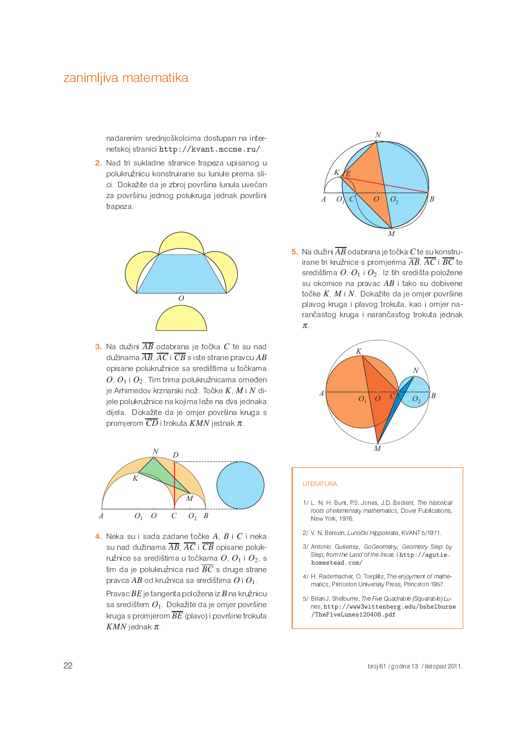nadarenim srednjoškolcima dostupan na internetskoj stranici `http://kvant.mccme.ru/`.

**2.** Nad tri sukladne stranice trapeza upisanog u polukružnicu konstruirane su lunule prema slici. Dokažite da je zbroj površina lunula uvećan za površinu jednog polukruga jednak površini trapeza.

O

**3.** Na dužini $\overline{AB}$ odabrana je točka $C$ te su nad dužinama $\overline{AB}$, $\overline{AC}$ i $\overline{CB}$ s iste strane pravcu $AB$ opisane polukružnice sa središtima u točkama $O$, $O_1$ i $O_2$. Tim trima polukružnicama omeđen je Arhimedov krznarski nož. Točke $K$, $M$ i $N$ dijele polukružnice na kojima leže na dva jednaka dijela. Dokažite da je omjer površina kruga s promjerom $\overline{CD}$ i trokuta $KMN$ jednak $\pi$.

N D K M A $O_1$ O C $O_2$ B

**4.** Neka su i sada zadane točke $A$, $B$ i $C$ i neka su nad dužinama $\overline{AB}$, $\overline{AC}$ i $\overline{CB}$ opisane polukružnice sa središtima u točkama $O$, $O_1$ i $O_2$, s tim da je polukružnica nad $\overline{BC}$ s druge strane pravca $AB$ od kružnica sa središtima $O$ i $O_1$.

Pravac $BE$ je tangenta položena iz $B$ na kružnicu sa središtem $O_1$. Dokažite da je omjer površine kruga s promjerom $\overline{BE}$ (plavo) i površine trokuta $KMN$ jednak $\pi$.

N K E A $O_1$ C O $O_2$ B M

**5.** Na dužini $\overline{AB}$ odabrana je točka $C$ te su konstruirane tri kružnice s promjerima $\overline{AB}$, $\overline{AC}$ i $\overline{BC}$ te središtima $O$, $O_1$ i $O_2$. Iz tih središta položene su okomice na pravac $AB$ i tako su dobivene točke $K$, $M$ i $N$. Dokažite da je omjer površine plavog kruga i plavog trokuta, kao i omjer narančastog kruga i narančastog trokuta jednak $\pi$.

K N A $O_1$ O C $O_2$ B M

LITERATURA

1/ L. N. H. Bunt, P.S. Jones, J.D. Bedient, *The historical roots of elementary mathematics*, Dover Publications, New York, 1976.

2/ V. N. Berezin, *Lunočki Hippokrata*, KVANT 5/1971.

3/ Antonio Gutierrez, *GoGeometry, Geometry Step by Step, from the Land of the Incas* i `http://agutie.homestead.com/`

4/ H. Rademacher, O. Toeplitz, *The enjoyment of mathematics*, Princeton University Press, Princeton 1957.

5/ Brian J. Shelburne, *The Five Quadrable (Squarable) Lunes*, `http://www3wittenberg.edu/bshelburne/TheFiveLunes120408.pdf`